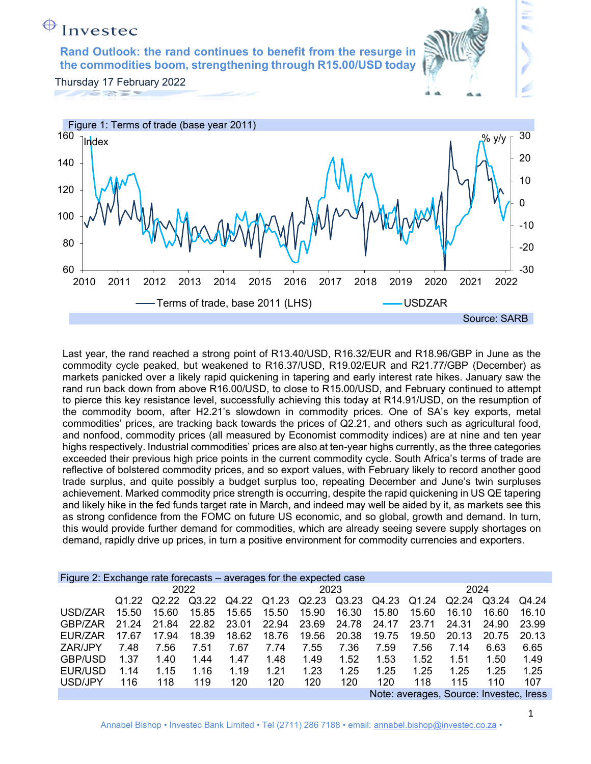Investec

# Rand Outlook: the rand continues to benefit from the resurge in the commodities boom, strengthening through R15.00/USD today

Thursday 17 February 2022

Figure 1: Terms of trade (base year 2011)

Source: SARB

Last year, the rand reached a strong point of R13.40/USD, R16.32/EUR and R18.96/GBP in June as the commodity cycle peaked, but weakened to R16.37/USD, R19.02/EUR and R21.77/GBP (December) as markets panicked over a likely rapid quickening in tapering and early interest rate hikes. January saw the rand run back down from above R16.00/USD, to close to R15.00/USD, and February continued to attempt to pierce this key resistance level, successfully achieving this today at R14.91/USD, on the resumption of the commodity boom, after H2.21's slowdown in commodity prices. One of SA's key exports, metal commodities' prices, are tracking back towards the prices of Q2.21, and others such as agricultural food, and nonfood, commodity prices (all measured by Economist commodity indices) are at nine and ten year highs respectively. Industrial commodities' prices are also at ten-year highs currently, as the three categories exceeded their previous high price points in the current commodity cycle. South Africa's terms of trade are reflective of bolstered commodity prices, and so export values, with February likely to record another good trade surplus, and quite possibly a budget surplus too, repeating December and June's twin surpluses achievement. Marked commodity price strength is occurring, despite the rapid quickening in US QE tapering and likely hike in the fed funds target rate in March, and indeed may well be aided by it, as markets see this as strong confidence from the FOMC on future US economic, and so global, growth and demand. In turn, this would provide further demand for commodities, which are already seeing severe supply shortages on demand, rapidly drive up prices, in turn a positive environment for commodity currencies and exporters.

Figure 2: Exchange rate forecasts – averages for the expected case

| | 2022 | | | | 2023 | | | | 2024 | | | |
|---|---|---|---|---|---|---|---|---|---|---|---|---|
| | Q1.22 | Q2.22 | Q3.22 | Q4.22 | Q1.23 | Q2.23 | Q3.23 | Q4.23 | Q1.24 | Q2.24 | Q3.24 | Q4.24 |
| USD/ZAR | 15.50 | 15.60 | 15.85 | 15.65 | 15.50 | 15.90 | 16.30 | 15.80 | 15.60 | 16.10 | 16.60 | 16.10 |
| GBP/ZAR | 21.24 | 21.84 | 22.82 | 23.01 | 22.94 | 23.69 | 24.78 | 24.17 | 23.71 | 24.31 | 24.90 | 23.99 |
| EUR/ZAR | 17.67 | 17.94 | 18.39 | 18.62 | 18.76 | 19.56 | 20.38 | 19.75 | 19.50 | 20.13 | 20.75 | 20.13 |
| ZAR/JPY | 7.48 | 7.56 | 7.51 | 7.67 | 7.74 | 7.55 | 7.36 | 7.59 | 7.56 | 7.14 | 6.63 | 6.65 |
| GBP/USD | 1.37 | 1.40 | 1.44 | 1.47 | 1.48 | 1.49 | 1.52 | 1.53 | 1.52 | 1.51 | 1.50 | 1.49 |
| EUR/USD | 1.14 | 1.15 | 1.16 | 1.19 | 1.21 | 1.23 | 1.25 | 1.25 | 1.25 | 1.25 | 1.25 | 1.25 |
| USD/JPY | 116 | 118 | 119 | 120 | 120 | 120 | 120 | 120 | 118 | 115 | 110 | 107 |

Note: averages, Source: Investec, Iress

Annabel Bishop • Investec Bank Limited • Tel (2711) 286 7188 • email: annabel.bishop@investec.co.za •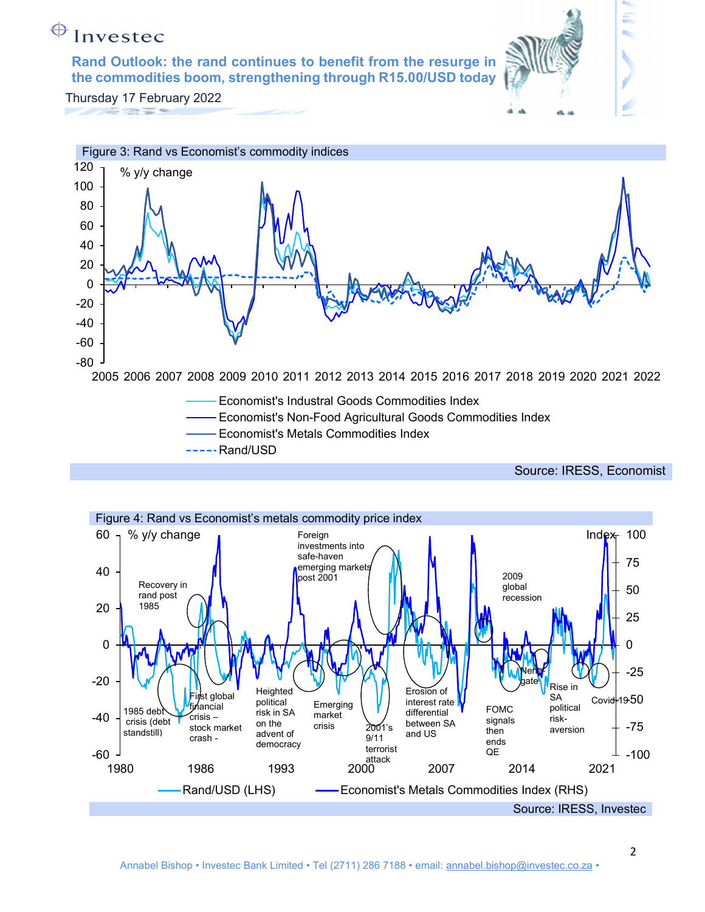Figure 3: Rand vs Economist's commodity indices

% y/y change

- Economist's Industral Goods Commodities Index
- Economist's Non-Food Agricultural Goods Commodities Index
- Economist's Metals Commodities Index
- Rand/USD

Source: IRESS, Economist

Figure 4: Rand vs Economist's metals commodity price index

% y/y change

Index

Recovery in rand post 1985; 1985 debt crisis (debt standstill); First global financial crisis – stock market crash -; Heighted political risk in SA on the advent of democracy; Foreign investments into safe-haven emerging markets post 2001; Emerging market crisis; 2001's 9/11 terrorist attack; Erosion of interest rate differential between SA and US; 2009 global recession; FOMC signals then ends QE; Nene gate; Rise in SA political risk-aversion; Covid-19

- Rand/USD (LHS)
- Economist's Metals Commodities Index (RHS)

Source: IRESS, Investec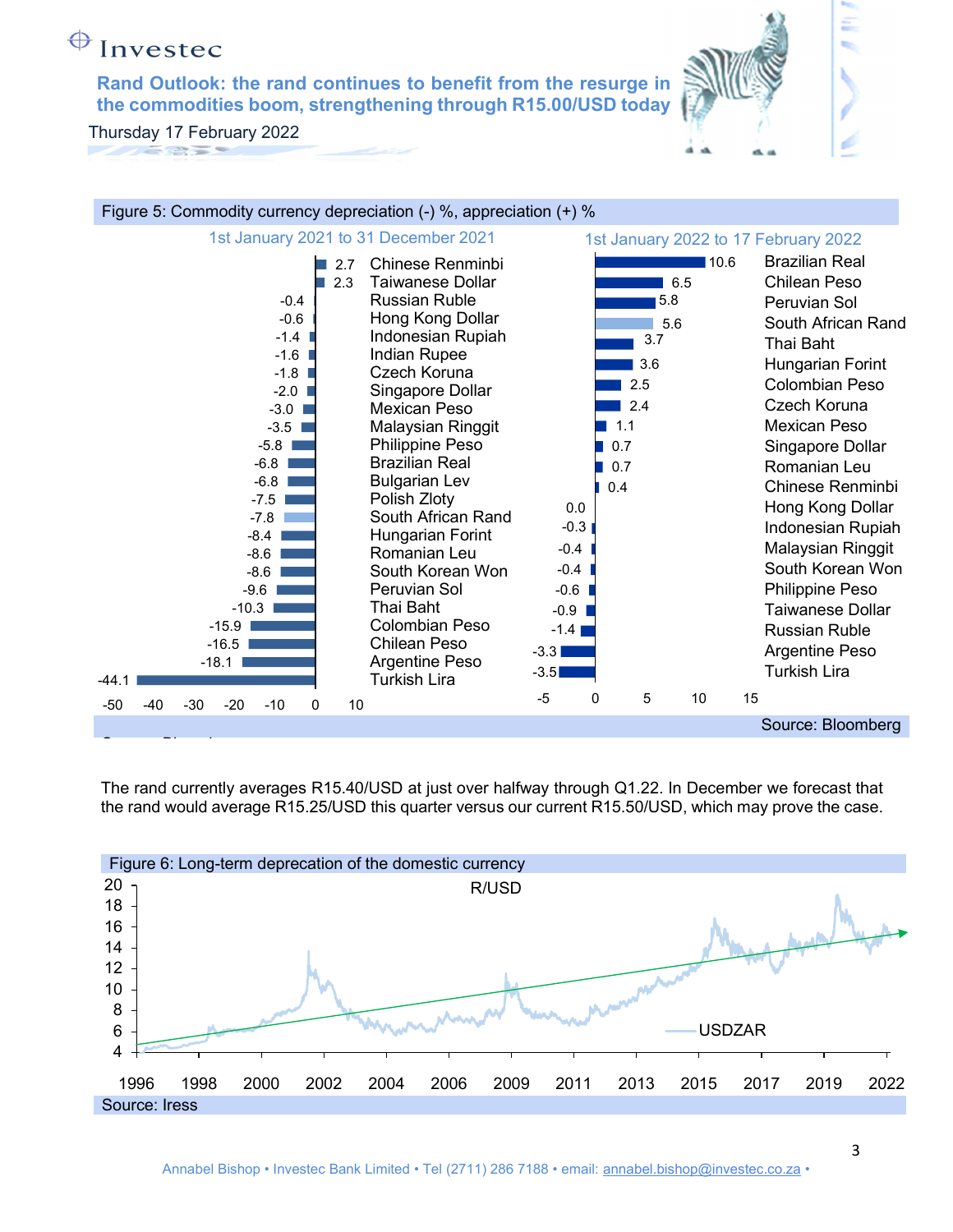# Rand Outlook: the rand continues to benefit from the resurge in the commodities boom, strengthening through R15.00/USD today

Thursday 17 February 2022

Figure 5: Commodity currency depreciation (-) %, appreciation (+) %

| 1st January 2021 to 31 December 2021 | % | 1st January 2022 to 17 February 2022 | % |
|---|---|---|---|
| Chinese Renminbi | 2.7 | Brazilian Real | 10.6 |
| Taiwanese Dollar | 2.3 | Chilean Peso | 6.5 |
| Russian Ruble | -0.4 | Peruvian Sol | 5.8 |
| Hong Kong Dollar | -0.6 | South African Rand | 5.6 |
| Indonesian Rupiah | -1.4 | Thai Baht | 3.7 |
| Indian Rupee | -1.6 | Hungarian Forint | 3.6 |
| Czech Koruna | -1.8 | Colombian Peso | 2.5 |
| Singapore Dollar | -2.0 | Czech Koruna | 2.4 |
| Mexican Peso | -3.0 | Mexican Peso | 1.1 |
| Malaysian Ringgit | -3.5 | Singapore Dollar | 0.7 |
| Philippine Peso | -5.8 | Romanian Leu | 0.7 |
| Brazilian Real | -6.8 | Chinese Renminbi | 0.4 |
| Bulgarian Lev | -6.8 | Hong Kong Dollar | 0.0 |
| Polish Zloty | -7.5 | Indonesian Rupiah | -0.3 |
| South African Rand | -7.8 | Malaysian Ringgit | -0.4 |
| Hungarian Forint | -8.4 | South Korean Won | -0.4 |
| Romanian Leu | -8.6 | Philippine Peso | -0.6 |
| South Korean Won | -8.6 | Taiwanese Dollar | -0.9 |
| Peruvian Sol | -9.6 | Russian Ruble | -1.4 |
| Thai Baht | -10.3 | Argentine Peso | -3.3 |
| Colombian Peso | -15.9 | Turkish Lira | -3.5 |
| Chilean Peso | -16.5 | | |
| Argentine Peso | -18.1 | | |
| Turkish Lira | -44.1 | | |

Source: Bloomberg

The rand currently averages R15.40/USD at just over halfway through Q1.22. In December we forecast that the rand would average R15.25/USD this quarter versus our current R15.50/USD, which may prove the case.

Figure 6: Long-term deprecation of the domestic currency

R/USD — USDZAR, 1996–2022

Source: Iress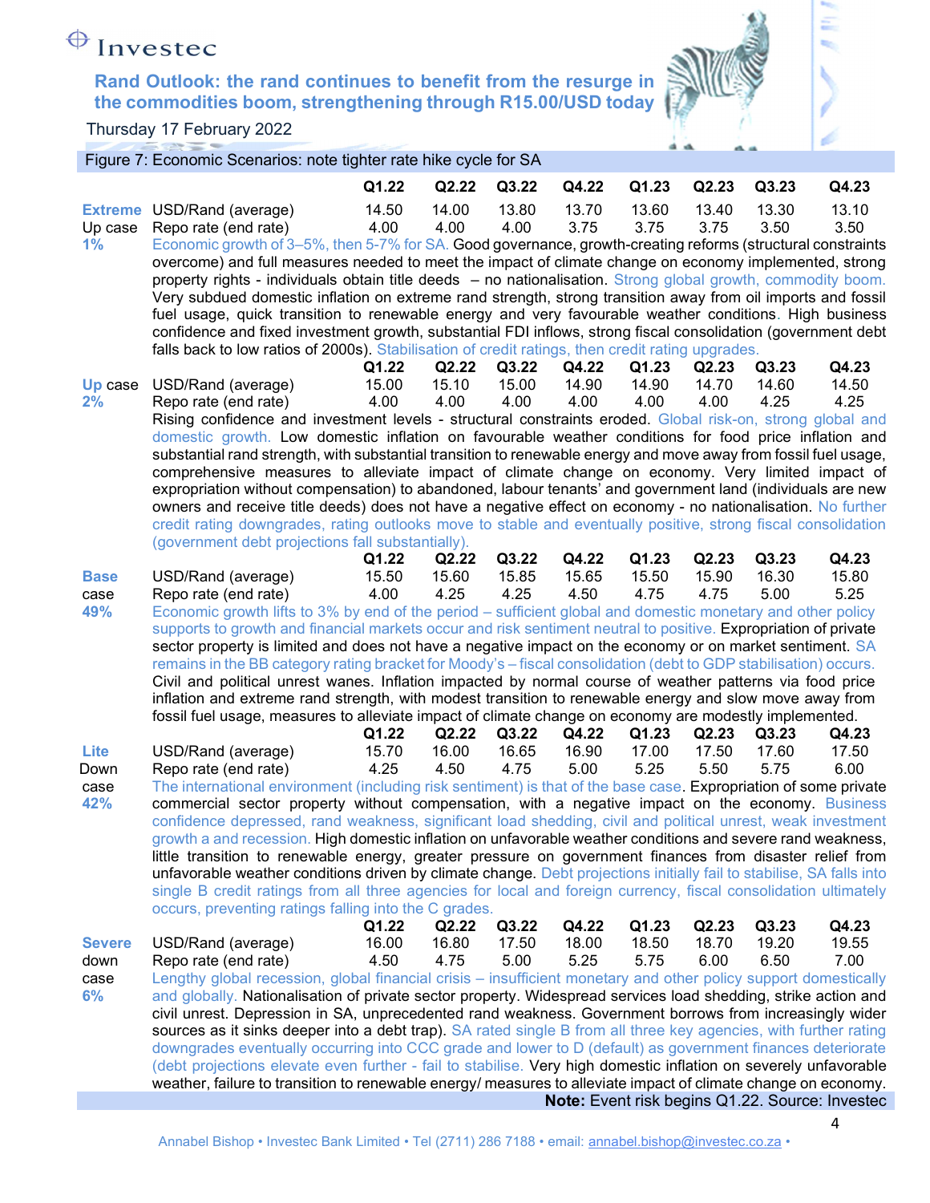# Rand Outlook: the rand continues to benefit from the resurge in the commodities boom, strengthening through R15.00/USD today

Thursday 17 February 2022

Figure 7: Economic Scenarios: note tighter rate hike cycle for SA

| | | Q1.22 | Q2.22 | Q3.22 | Q4.22 | Q1.23 | Q2.23 | Q3.23 | Q4.23 |
|---|---|---|---|---|---|---|---|---|---|
| **Extreme** Up case **1%** | USD/Rand (average) | 14.50 | 14.00 | 13.80 | 13.70 | 13.60 | 13.40 | 13.30 | 13.10 |
| | Repo rate (end rate) | 4.00 | 4.00 | 4.00 | 3.75 | 3.75 | 3.75 | 3.50 | 3.50 |

Economic growth of 3–5%, then 5-7% for SA. Good governance, growth-creating reforms (structural constraints overcome) and full measures needed to meet the impact of climate change on economy implemented, strong property rights - individuals obtain title deeds – no nationalisation. Strong global growth, commodity boom. Very subdued domestic inflation on extreme rand strength, strong transition away from oil imports and fossil fuel usage, quick transition to renewable energy and very favourable weather conditions. High business confidence and fixed investment growth, substantial FDI inflows, strong fiscal consolidation (government debt falls back to low ratios of 2000s). Stabilisation of credit ratings, then credit rating upgrades.

| | | Q1.22 | Q2.22 | Q3.22 | Q4.22 | Q1.23 | Q2.23 | Q3.23 | Q4.23 |
|---|---|---|---|---|---|---|---|---|---|
| **Up** case **2%** | USD/Rand (average) | 15.00 | 15.10 | 15.00 | 14.90 | 14.90 | 14.70 | 14.60 | 14.50 |
| | Repo rate (end rate) | 4.00 | 4.00 | 4.00 | 4.00 | 4.00 | 4.00 | 4.25 | 4.25 |

Rising confidence and investment levels - structural constraints eroded. Global risk-on, strong global and domestic growth. Low domestic inflation on favourable weather conditions for food price inflation and substantial rand strength, with substantial transition to renewable energy and move away from fossil fuel usage, comprehensive measures to alleviate impact of climate change on economy. Very limited impact of expropriation without compensation) to abandoned, labour tenants' and government land (individuals are new owners and receive title deeds) does not have a negative effect on economy - no nationalisation. No further credit rating downgrades, rating outlooks move to stable and eventually positive, strong fiscal consolidation (government debt projections fall substantially).

| | | Q1.22 | Q2.22 | Q3.22 | Q4.22 | Q1.23 | Q2.23 | Q3.23 | Q4.23 |
|---|---|---|---|---|---|---|---|---|---|
| **Base** case **49%** | USD/Rand (average) | 15.50 | 15.60 | 15.85 | 15.65 | 15.50 | 15.90 | 16.30 | 15.80 |
| | Repo rate (end rate) | 4.00 | 4.25 | 4.25 | 4.50 | 4.75 | 4.75 | 5.00 | 5.25 |

Economic growth lifts to 3% by end of the period – sufficient global and domestic monetary and other policy supports to growth and financial markets occur and risk sentiment neutral to positive. Expropriation of private sector property is limited and does not have a negative impact on the economy or on market sentiment. SA remains in the BB category rating bracket for Moody's – fiscal consolidation (debt to GDP stabilisation) occurs. Civil and political unrest wanes. Inflation impacted by normal course of weather patterns via food price inflation and extreme rand strength, with modest transition to renewable energy and slow move away from fossil fuel usage, measures to alleviate impact of climate change on economy are modestly implemented.

| | | Q1.22 | Q2.22 | Q3.22 | Q4.22 | Q1.23 | Q2.23 | Q3.23 | Q4.23 |
|---|---|---|---|---|---|---|---|---|---|
| **Lite** Down case **42%** | USD/Rand (average) | 15.70 | 16.00 | 16.65 | 16.90 | 17.00 | 17.50 | 17.60 | 17.50 |
| | Repo rate (end rate) | 4.25 | 4.50 | 4.75 | 5.00 | 5.25 | 5.50 | 5.75 | 6.00 |

The international environment (including risk sentiment) is that of the base case. Expropriation of some private commercial sector property without compensation, with a negative impact on the economy. Business confidence depressed, rand weakness, significant load shedding, civil and political unrest, weak investment growth a and recession. High domestic inflation on unfavorable weather conditions and severe rand weakness, little transition to renewable energy, greater pressure on government finances from disaster relief from unfavorable weather conditions driven by climate change. Debt projections initially fail to stabilise, SA falls into single B credit ratings from all three agencies for local and foreign currency, fiscal consolidation ultimately occurs, preventing ratings falling into the C grades.

| | | Q1.22 | Q2.22 | Q3.22 | Q4.22 | Q1.23 | Q2.23 | Q3.23 | Q4.23 |
|---|---|---|---|---|---|---|---|---|---|
| **Severe** down case **6%** | USD/Rand (average) | 16.00 | 16.80 | 17.50 | 18.00 | 18.50 | 18.70 | 19.20 | 19.55 |
| | Repo rate (end rate) | 4.50 | 4.75 | 5.00 | 5.25 | 5.75 | 6.00 | 6.50 | 7.00 |

Lengthy global recession, global financial crisis – insufficient monetary and other policy support domestically and globally. Nationalisation of private sector property. Widespread services load shedding, strike action and civil unrest. Depression in SA, unprecedented rand weakness. Government borrows from increasingly wider sources as it sinks deeper into a debt trap). SA rated single B from all three key agencies, with further rating downgrades eventually occurring into CCC grade and lower to D (default) as government finances deteriorate (debt projections elevate even further - fail to stabilise. Very high domestic inflation on severely unfavorable weather, failure to transition to renewable energy/ measures to alleviate impact of climate change on economy.

**Note:** Event risk begins Q1.22. Source: Investec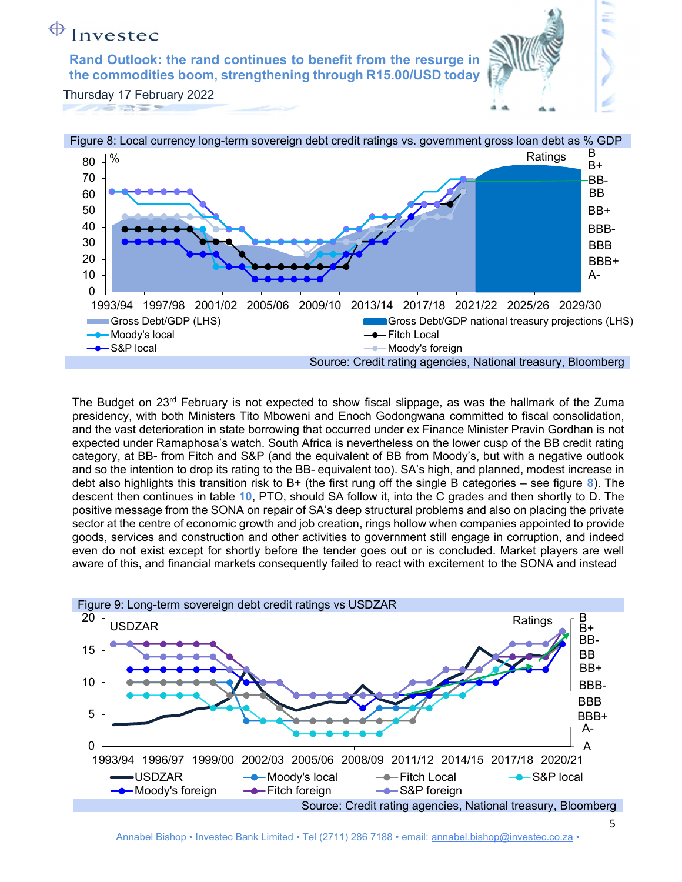Figure 8: Local currency long-term sovereign debt credit ratings vs. government gross loan debt as % GDP

Source: Credit rating agencies, National treasury, Bloomberg

The Budget on 23rd February is not expected to show fiscal slippage, as was the hallmark of the Zuma presidency, with both Ministers Tito Mboweni and Enoch Godongwana committed to fiscal consolidation, and the vast deterioration in state borrowing that occurred under ex Finance Minister Pravin Gordhan is not expected under Ramaphosa's watch. South Africa is nevertheless on the lower cusp of the BB credit rating category, at BB- from Fitch and S&P (and the equivalent of BB from Moody's, but with a negative outlook and so the intention to drop its rating to the BB- equivalent too). SA's high, and planned, modest increase in debt also highlights this transition risk to B+ (the first rung off the single B categories – see figure **8**). The descent then continues in table **10**, PTO, should SA follow it, into the C grades and then shortly to D. The positive message from the SONA on repair of SA's deep structural problems and also on placing the private sector at the centre of economic growth and job creation, rings hollow when companies appointed to provide goods, services and construction and other activities to government still engage in corruption, and indeed even do not exist except for shortly before the tender goes out or is concluded. Market players are well aware of this, and financial markets consequently failed to react with excitement to the SONA and instead

Figure 9: Long-term sovereign debt credit ratings vs USDZAR

Source: Credit rating agencies, National treasury, Bloomberg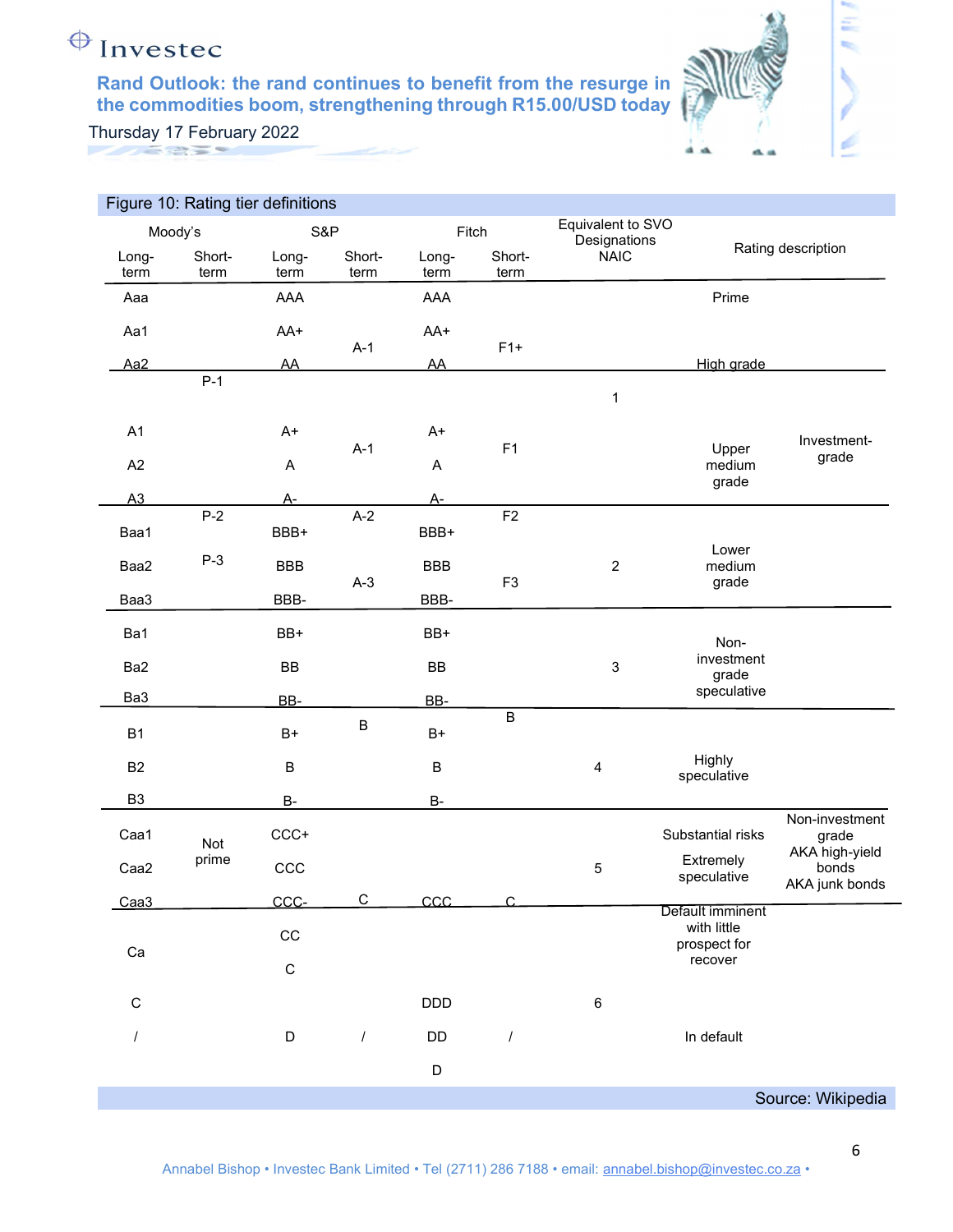Figure 10: Rating tier definitions

| Moody's Long-term | Moody's Short-term | S&P Long-term | S&P Short-term | Fitch Long-term | Fitch Short-term | Equivalent to SVO Designations NAIC | Rating description | |
|---|---|---|---|---|---|---|---|---|
| Aaa | P-1 | AAA | A-1+ | AAA | F1+ | 1 | Prime | Investment-grade |
| Aa1 | | AA+ | | AA+ | | | High grade | |
| Aa2 | | AA | | AA | | | | |
| A1 | | A+ | A-1 | A+ | F1 | | Upper medium grade | |
| A2 | | A | | A | | | | |
| A3 | P-2 | A- | A-2 | A- | F2 | | | |
| Baa1 | | BBB+ | | BBB+ | | 2 | Lower medium grade | |
| Baa2 | P-3 | BBB | A-3 | BBB | F3 | | | |
| Baa3 | | BBB- | | BBB- | | | | |
| Ba1 | Not prime | BB+ | B | BB+ | B | 3 | Non-investment grade speculative | Non-investment grade AKA high-yield bonds AKA junk bonds |
| Ba2 | | BB | | BB | | | | |
| Ba3 | | BB- | | BB- | | | | |
| B1 | | B+ | | B+ | | 4 | Highly speculative | |
| B2 | | B | | B | | | | |
| B3 | | B- | | B- | | | | |
| Caa1 | | CCC+ | C | CCC | C | 5 | Substantial risks | |
| Caa2 | | CCC | | | | | Extremely speculative | |
| Caa3 | | CCC- | | | | | Default imminent with little prospect for recover | |
| Ca | | CC | | | | | | |
| | | C | | | | | | |
| C | | | | DDD | | 6 | In default | |
| / | | D | / | DD | / | | | |
| | | | | D | | | | |

Source: Wikipedia

Annabel Bishop • Investec Bank Limited • Tel (2711) 286 7188 • email: annabel.bishop@investec.co.za •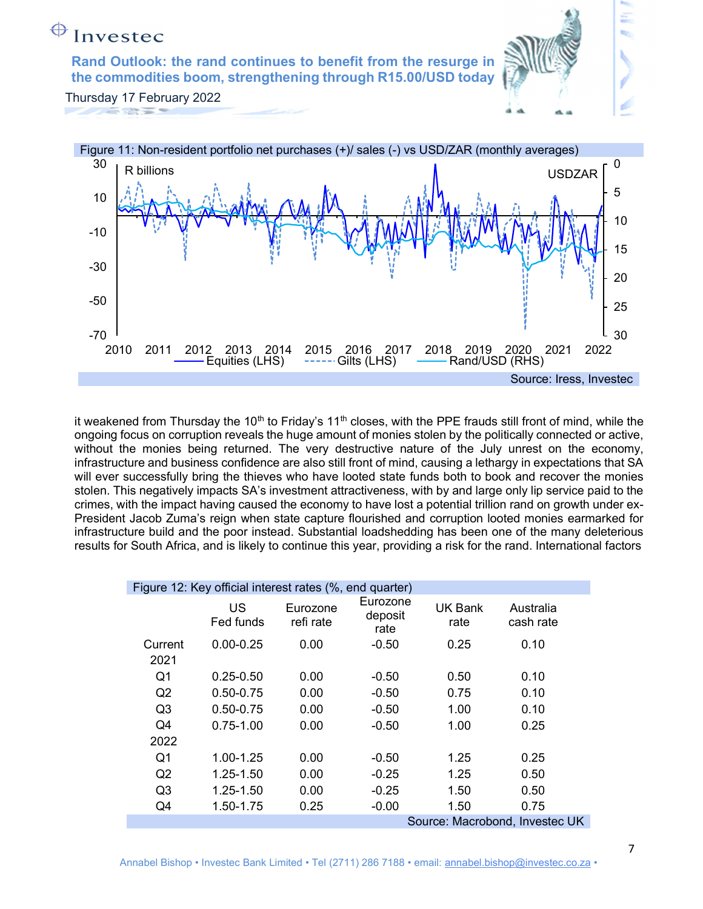Figure 11: Non-resident portfolio net purchases (+)/ sales (-) vs USD/ZAR (monthly averages)

Source: Iress, Investec

it weakened from Thursday the 10th to Friday's 11th closes, with the PPE frauds still front of mind, while the ongoing focus on corruption reveals the huge amount of monies stolen by the politically connected or active, without the monies being returned. The very destructive nature of the July unrest on the economy, infrastructure and business confidence are also still front of mind, causing a lethargy in expectations that SA will ever successfully bring the thieves who have looted state funds both to book and recover the monies stolen. This negatively impacts SA's investment attractiveness, with by and large only lip service paid to the crimes, with the impact having caused the economy to have lost a potential trillion rand on growth under ex-President Jacob Zuma's reign when state capture flourished and corruption looted monies earmarked for infrastructure build and the poor instead. Substantial loadshedding has been one of the many deleterious results for South Africa, and is likely to continue this year, providing a risk for the rand. International factors

Figure 12: Key official interest rates (%, end quarter)

| | US Fed funds | Eurozone refi rate | Eurozone deposit rate | UK Bank rate | Australia cash rate |
|---|---|---|---|---|---|
| Current | 0.00-0.25 | 0.00 | -0.50 | 0.25 | 0.10 |
| 2021 | | | | | |
| Q1 | 0.25-0.50 | 0.00 | -0.50 | 0.50 | 0.10 |
| Q2 | 0.50-0.75 | 0.00 | -0.50 | 0.75 | 0.10 |
| Q3 | 0.50-0.75 | 0.00 | -0.50 | 1.00 | 0.10 |
| Q4 | 0.75-1.00 | 0.00 | -0.50 | 1.00 | 0.25 |
| 2022 | | | | | |
| Q1 | 1.00-1.25 | 0.00 | -0.50 | 1.25 | 0.25 |
| Q2 | 1.25-1.50 | 0.00 | -0.25 | 1.25 | 0.50 |
| Q3 | 1.25-1.50 | 0.00 | -0.25 | 1.50 | 0.50 |
| Q4 | 1.50-1.75 | 0.25 | -0.00 | 1.50 | 0.75 |

Source: Macrobond, Investec UK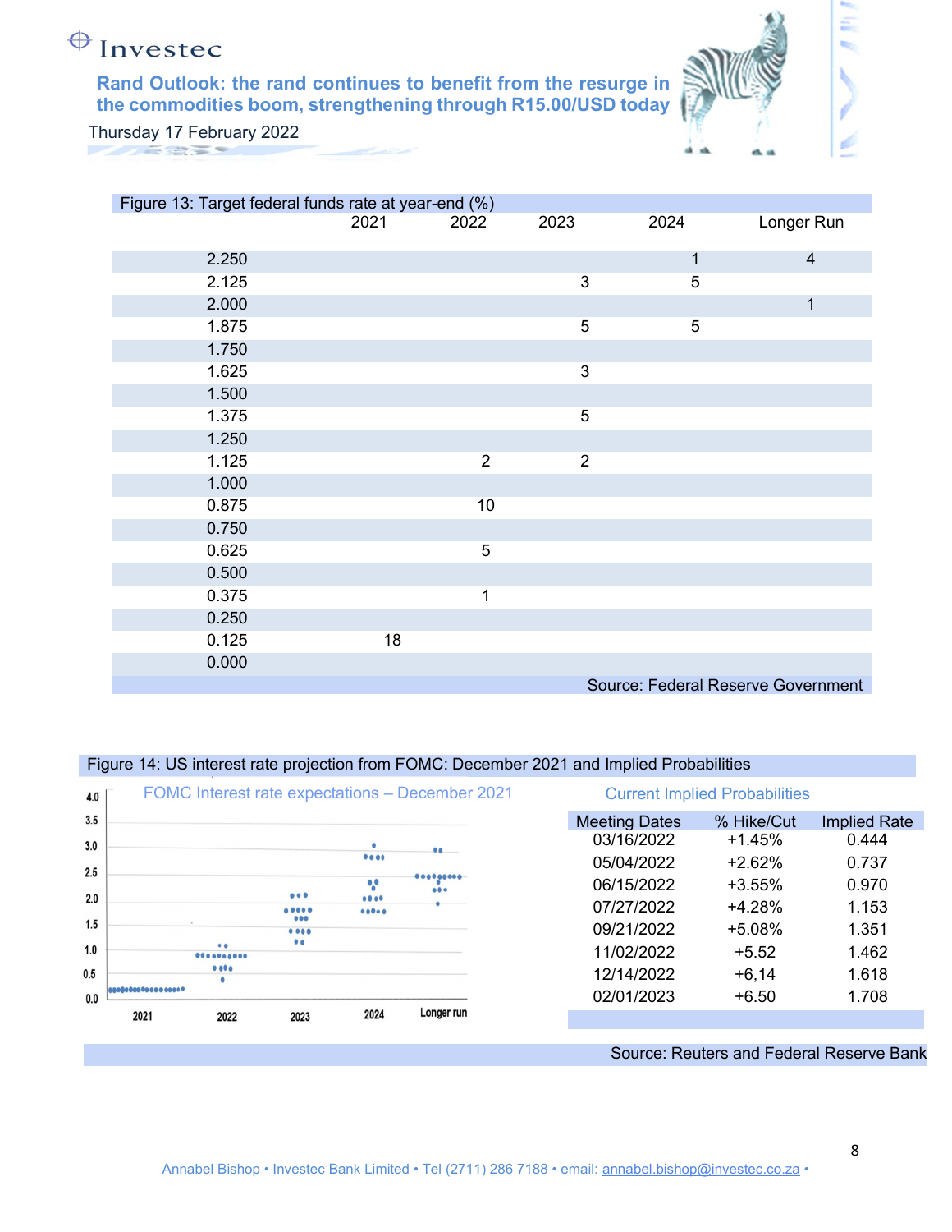Rand Outlook: the rand continues to benefit from the resurge in the commodities boom, strengthening through R15.00/USD today

Thursday 17 February 2022

Figure 13: Target federal funds rate at year-end (%)

| | 2021 | 2022 | 2023 | 2024 | Longer Run |
|---|---|---|---|---|---|
| 2.250 | | | | 1 | 4 |
| 2.125 | | | 3 | 5 | |
| 2.000 | | | | | 1 |
| 1.875 | | | 5 | 5 | |
| 1.750 | | | | | |
| 1.625 | | | 3 | | |
| 1.500 | | | | | |
| 1.375 | | | 5 | | |
| 1.250 | | | | | |
| 1.125 | | 2 | 2 | | |
| 1.000 | | | | | |
| 0.875 | | 10 | | | |
| 0.750 | | | | | |
| 0.625 | | 5 | | | |
| 0.500 | | | | | |
| 0.375 | | 1 | | | |
| 0.250 | | | | | |
| 0.125 | 18 | | | | |
| 0.000 | | | | | |

Source: Federal Reserve Government

Figure 14: US interest rate projection from FOMC: December 2021 and Implied Probabilities

FOMC Interest rate expectations – December 2021

Current Implied Probabilities

| Meeting Dates | % Hike/Cut | Implied Rate |
|---|---|---|
| 03/16/2022 | +1.45% | 0.444 |
| 05/04/2022 | +2.62% | 0.737 |
| 06/15/2022 | +3.55% | 0.970 |
| 07/27/2022 | +4.28% | 1.153 |
| 09/21/2022 | +5.08% | 1.351 |
| 11/02/2022 | +5.52 | 1.462 |
| 12/14/2022 | +6,14 | 1.618 |
| 02/01/2023 | +6.50 | 1.708 |

Source: Reuters and Federal Reserve Bank

Annabel Bishop • Investec Bank Limited • Tel (2711) 286 7188 • email: annabel.bishop@investec.co.za •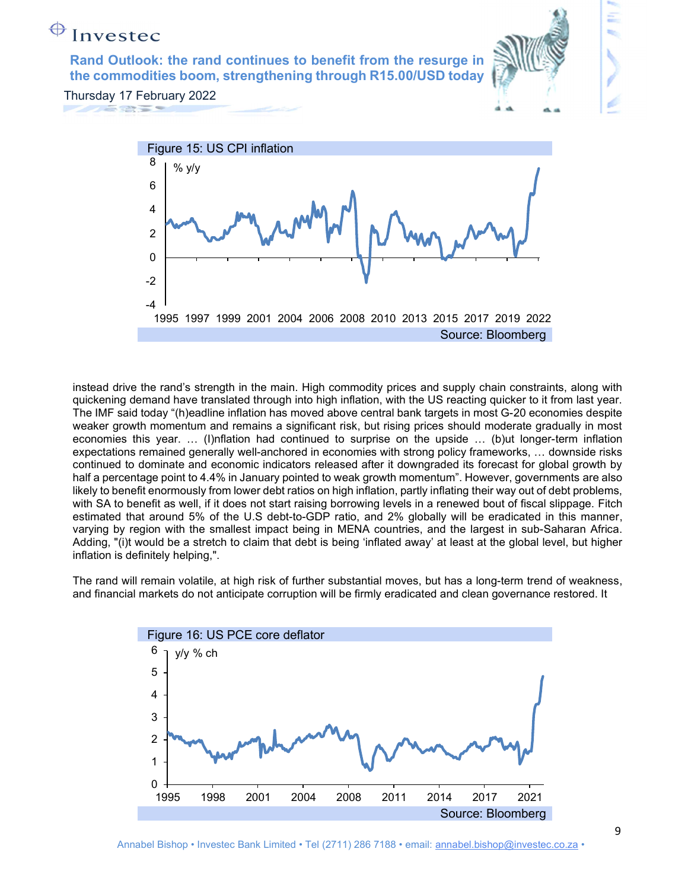Figure 15: US CPI inflation

Source: Bloomberg

instead drive the rand's strength in the main. High commodity prices and supply chain constraints, along with quickening demand have translated through into high inflation, with the US reacting quicker to it from last year. The IMF said today "(h)eadline inflation has moved above central bank targets in most G-20 economies despite weaker growth momentum and remains a significant risk, but rising prices should moderate gradually in most economies this year. … (I)nflation had continued to surprise on the upside … (b)ut longer-term inflation expectations remained generally well-anchored in economies with strong policy frameworks, … downside risks continued to dominate and economic indicators released after it downgraded its forecast for global growth by half a percentage point to 4.4% in January pointed to weak growth momentum". However, governments are also likely to benefit enormously from lower debt ratios on high inflation, partly inflating their way out of debt problems, with SA to benefit as well, if it does not start raising borrowing levels in a renewed bout of fiscal slippage. Fitch estimated that around 5% of the U.S debt-to-GDP ratio, and 2% globally will be eradicated in this manner, varying by region with the smallest impact being in MENA countries, and the largest in sub-Saharan Africa. Adding, "(i)t would be a stretch to claim that debt is being 'inflated away' at least at the global level, but higher inflation is definitely helping,".

The rand will remain volatile, at high risk of further substantial moves, but has a long-term trend of weakness, and financial markets do not anticipate corruption will be firmly eradicated and clean governance restored. It

Figure 16: US PCE core deflator

Source: Bloomberg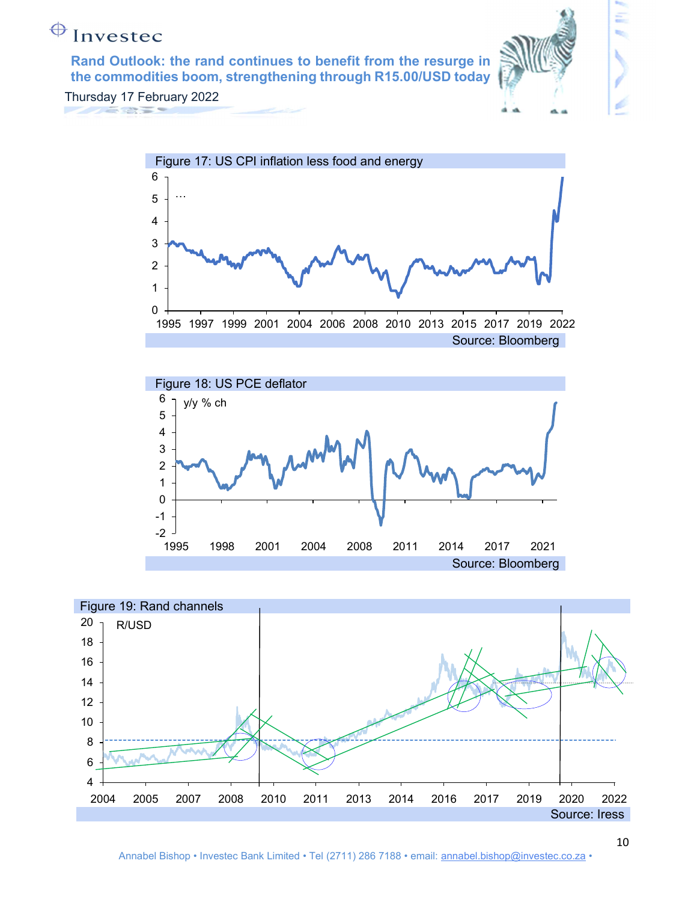Figure 17: US CPI inflation less food and energy

Source: Bloomberg

Figure 18: US PCE deflator

Source: Bloomberg

Figure 19: Rand channels

Source: Iress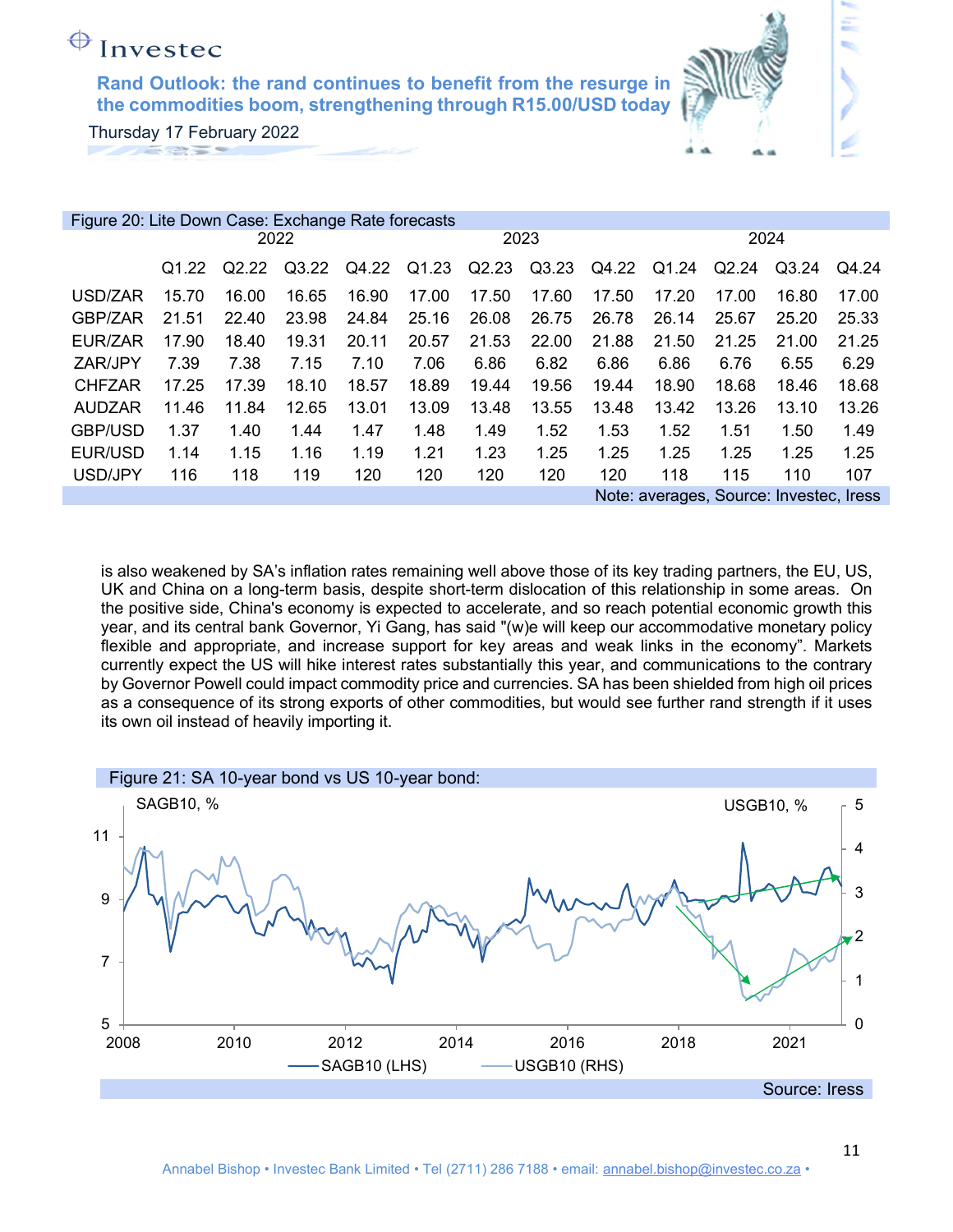Figure 20: Lite Down Case: Exchange Rate forecasts

| | 2022 | | | | 2023 | | | | 2024 | | | |
|---|---|---|---|---|---|---|---|---|---|---|---|---|
| | Q1.22 | Q2.22 | Q3.22 | Q4.22 | Q1.23 | Q2.23 | Q3.23 | Q4.22 | Q1.24 | Q2.24 | Q3.24 | Q4.24 |
| USD/ZAR | 15.70 | 16.00 | 16.65 | 16.90 | 17.00 | 17.50 | 17.60 | 17.50 | 17.20 | 17.00 | 16.80 | 17.00 |
| GBP/ZAR | 21.51 | 22.40 | 23.98 | 24.84 | 25.16 | 26.08 | 26.75 | 26.78 | 26.14 | 25.67 | 25.20 | 25.33 |
| EUR/ZAR | 17.90 | 18.40 | 19.31 | 20.11 | 20.57 | 21.53 | 22.00 | 21.88 | 21.50 | 21.25 | 21.00 | 21.25 |
| ZAR/JPY | 7.39 | 7.38 | 7.15 | 7.10 | 7.06 | 6.86 | 6.82 | 6.86 | 6.86 | 6.76 | 6.55 | 6.29 |
| CHFZAR | 17.25 | 17.39 | 18.10 | 18.57 | 18.89 | 19.44 | 19.56 | 19.44 | 18.90 | 18.68 | 18.46 | 18.68 |
| AUDZAR | 11.46 | 11.84 | 12.65 | 13.01 | 13.09 | 13.48 | 13.55 | 13.48 | 13.42 | 13.26 | 13.10 | 13.26 |
| GBP/USD | 1.37 | 1.40 | 1.44 | 1.47 | 1.48 | 1.49 | 1.52 | 1.53 | 1.52 | 1.51 | 1.50 | 1.49 |
| EUR/USD | 1.14 | 1.15 | 1.16 | 1.19 | 1.21 | 1.23 | 1.25 | 1.25 | 1.25 | 1.25 | 1.25 | 1.25 |
| USD/JPY | 116 | 118 | 119 | 120 | 120 | 120 | 120 | 120 | 118 | 115 | 110 | 107 |

Note: averages, Source: Investec, Iress

is also weakened by SA's inflation rates remaining well above those of its key trading partners, the EU, US, UK and China on a long-term basis, despite short-term dislocation of this relationship in some areas. On the positive side, China's economy is expected to accelerate, and so reach potential economic growth this year, and its central bank Governor, Yi Gang, has said "(w)e will keep our accommodative monetary policy flexible and appropriate, and increase support for key areas and weak links in the economy". Markets currently expect the US will hike interest rates substantially this year, and communications to the contrary by Governor Powell could impact commodity price and currencies. SA has been shielded from high oil prices as a consequence of its strong exports of other commodities, but would see further rand strength if it uses its own oil instead of heavily importing it.

Figure 21: SA 10-year bond vs US 10-year bond:

Source: Iress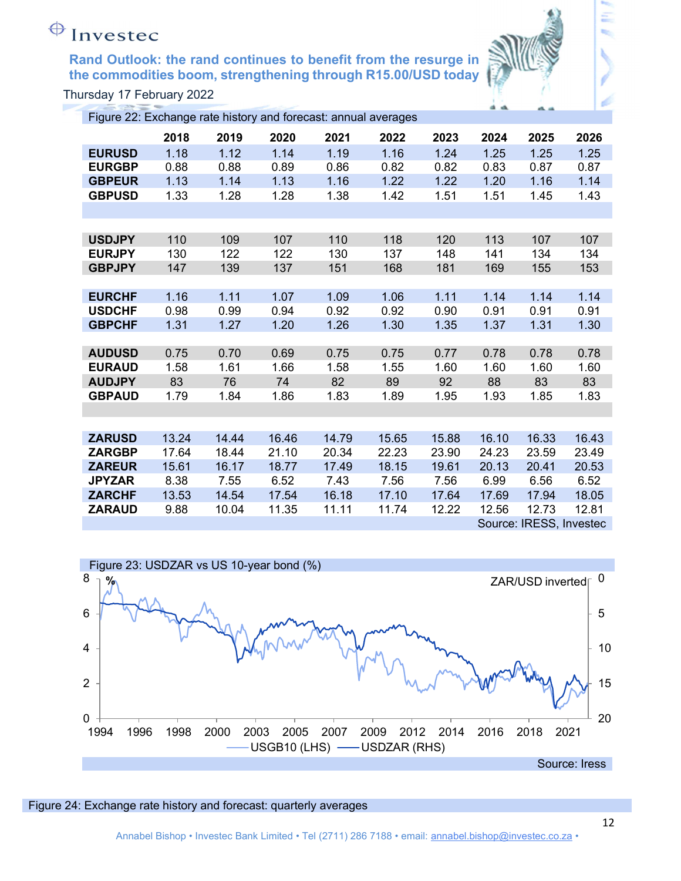# Rand Outlook: the rand continues to benefit from the resurge in the commodities boom, strengthening through R15.00/USD today

Thursday 17 February 2022

Figure 22: Exchange rate history and forecast: annual averages

| | 2018 | 2019 | 2020 | 2021 | 2022 | 2023 | 2024 | 2025 | 2026 |
|---|---|---|---|---|---|---|---|---|---|
| **EURUSD** | 1.18 | 1.12 | 1.14 | 1.19 | 1.16 | 1.24 | 1.25 | 1.25 | 1.25 |
| **EURGBP** | 0.88 | 0.88 | 0.89 | 0.86 | 0.82 | 0.82 | 0.83 | 0.87 | 0.87 |
| **GBPEUR** | 1.13 | 1.14 | 1.13 | 1.16 | 1.22 | 1.22 | 1.20 | 1.16 | 1.14 |
| **GBPUSD** | 1.33 | 1.28 | 1.28 | 1.38 | 1.42 | 1.51 | 1.51 | 1.45 | 1.43 |
| | | | | | | | | | |
| **USDJPY** | 110 | 109 | 107 | 110 | 118 | 120 | 113 | 107 | 107 |
| **EURJPY** | 130 | 122 | 122 | 130 | 137 | 148 | 141 | 134 | 134 |
| **GBPJPY** | 147 | 139 | 137 | 151 | 168 | 181 | 169 | 155 | 153 |
| | | | | | | | | | |
| **EURCHF** | 1.16 | 1.11 | 1.07 | 1.09 | 1.06 | 1.11 | 1.14 | 1.14 | 1.14 |
| **USDCHF** | 0.98 | 0.99 | 0.94 | 0.92 | 0.92 | 0.90 | 0.91 | 0.91 | 0.91 |
| **GBPCHF** | 1.31 | 1.27 | 1.20 | 1.26 | 1.30 | 1.35 | 1.37 | 1.31 | 1.30 |
| | | | | | | | | | |
| **AUDUSD** | 0.75 | 0.70 | 0.69 | 0.75 | 0.75 | 0.77 | 0.78 | 0.78 | 0.78 |
| **EURAUD** | 1.58 | 1.61 | 1.66 | 1.58 | 1.55 | 1.60 | 1.60 | 1.60 | 1.60 |
| **AUDJPY** | 83 | 76 | 74 | 82 | 89 | 92 | 88 | 83 | 83 |
| **GBPAUD** | 1.79 | 1.84 | 1.86 | 1.83 | 1.89 | 1.95 | 1.93 | 1.85 | 1.83 |
| | | | | | | | | | |
| **ZARUSD** | 13.24 | 14.44 | 16.46 | 14.79 | 15.65 | 15.88 | 16.10 | 16.33 | 16.43 |
| **ZARGBP** | 17.64 | 18.44 | 21.10 | 20.34 | 22.23 | 23.90 | 24.23 | 23.59 | 23.49 |
| **ZAREUR** | 15.61 | 16.17 | 18.77 | 17.49 | 18.15 | 19.61 | 20.13 | 20.41 | 20.53 |
| **JPYZAR** | 8.38 | 7.55 | 6.52 | 7.43 | 7.56 | 7.56 | 6.99 | 6.56 | 6.52 |
| **ZARCHF** | 13.53 | 14.54 | 17.54 | 16.18 | 17.10 | 17.64 | 17.69 | 17.94 | 18.05 |
| **ZARAUD** | 9.88 | 10.04 | 11.35 | 11.11 | 11.74 | 12.22 | 12.56 | 12.73 | 12.81 |

Source: IRESS, Investec

Figure 23: USDZAR vs US 10-year bond (%)

Source: Iress

Figure 24: Exchange rate history and forecast: quarterly averages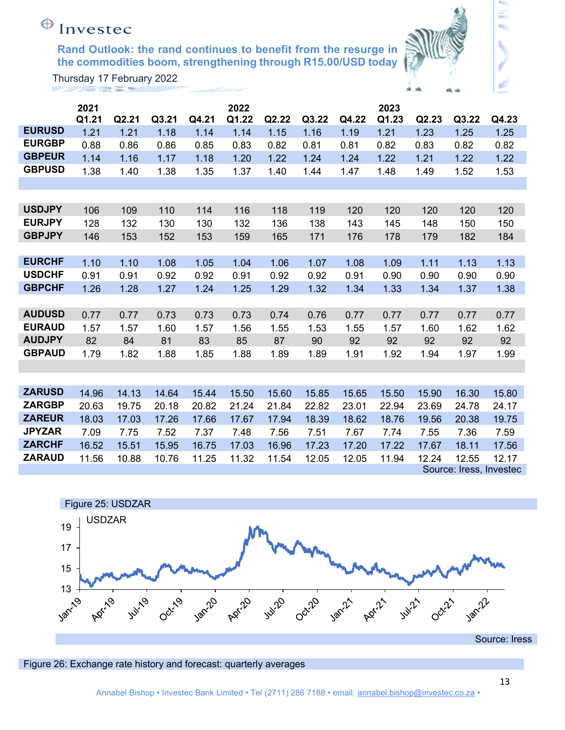# Rand Outlook: the rand continues to benefit from the resurge in the commodities boom, strengthening through R15.00/USD today

Thursday 17 February 2022

| | 2021 Q1.21 | Q2.21 | Q3.21 | Q4.21 | 2022 Q1.22 | Q2.22 | Q3.22 | Q4.22 | 2023 Q1.23 | Q2.23 | Q3.22 | Q4.23 |
|---|---|---|---|---|---|---|---|---|---|---|---|---|
| **EURUSD** | 1.21 | 1.21 | 1.18 | 1.14 | 1.14 | 1.15 | 1.16 | 1.19 | 1.21 | 1.23 | 1.25 | 1.25 |
| **EURGBP** | 0.88 | 0.86 | 0.86 | 0.85 | 0.83 | 0.82 | 0.81 | 0.81 | 0.82 | 0.83 | 0.82 | 0.82 |
| **GBPEUR** | 1.14 | 1.16 | 1.17 | 1.18 | 1.20 | 1.22 | 1.24 | 1.24 | 1.22 | 1.21 | 1.22 | 1.22 |
| **GBPUSD** | 1.38 | 1.40 | 1.38 | 1.35 | 1.37 | 1.40 | 1.44 | 1.47 | 1.48 | 1.49 | 1.52 | 1.53 |
| | | | | | | | | | | | | |
| **USDJPY** | 106 | 109 | 110 | 114 | 116 | 118 | 119 | 120 | 120 | 120 | 120 | 120 |
| **EURJPY** | 128 | 132 | 130 | 130 | 132 | 136 | 138 | 143 | 145 | 148 | 150 | 150 |
| **GBPJPY** | 146 | 153 | 152 | 153 | 159 | 165 | 171 | 176 | 178 | 179 | 182 | 184 |
| | | | | | | | | | | | | |
| **EURCHF** | 1.10 | 1.10 | 1.08 | 1.05 | 1.04 | 1.06 | 1.07 | 1.08 | 1.09 | 1.11 | 1.13 | 1.13 |
| **USDCHF** | 0.91 | 0.91 | 0.92 | 0.92 | 0.91 | 0.92 | 0.92 | 0.91 | 0.90 | 0.90 | 0.90 | 0.90 |
| **GBPCHF** | 1.26 | 1.28 | 1.27 | 1.24 | 1.25 | 1.29 | 1.32 | 1.34 | 1.33 | 1.34 | 1.37 | 1.38 |
| | | | | | | | | | | | | |
| **AUDUSD** | 0.77 | 0.77 | 0.73 | 0.73 | 0.73 | 0.74 | 0.76 | 0.77 | 0.77 | 0.77 | 0.77 | 0.77 |
| **EURAUD** | 1.57 | 1.57 | 1.60 | 1.57 | 1.56 | 1.55 | 1.53 | 1.55 | 1.57 | 1.60 | 1.62 | 1.62 |
| **AUDJPY** | 82 | 84 | 81 | 83 | 85 | 87 | 90 | 92 | 92 | 92 | 92 | 92 |
| **GBPAUD** | 1.79 | 1.82 | 1.88 | 1.85 | 1.88 | 1.89 | 1.89 | 1.91 | 1.92 | 1.94 | 1.97 | 1.99 |
| | | | | | | | | | | | | |
| **ZARUSD** | 14.96 | 14.13 | 14.64 | 15.44 | 15.50 | 15.60 | 15.85 | 15.65 | 15.50 | 15.90 | 16.30 | 15.80 |
| **ZARGBP** | 20.63 | 19.75 | 20.18 | 20.82 | 21.24 | 21.84 | 22.82 | 23.01 | 22.94 | 23.69 | 24.78 | 24.17 |
| **ZAREUR** | 18.03 | 17.03 | 17.26 | 17.66 | 17.67 | 17.94 | 18.39 | 18.62 | 18.76 | 19.56 | 20.38 | 19.75 |
| **JPYZAR** | 7.09 | 7.75 | 7.52 | 7.37 | 7.48 | 7.56 | 7.51 | 7.67 | 7.74 | 7.55 | 7.36 | 7.59 |
| **ZARCHF** | 16.52 | 15.51 | 15.95 | 16.75 | 17.03 | 16.96 | 17.23 | 17.20 | 17.22 | 17.67 | 18.11 | 17.56 |
| **ZARAUD** | 11.56 | 10.88 | 10.76 | 11.25 | 11.32 | 11.54 | 12.05 | 12.05 | 11.94 | 12.24 | 12.55 | 12.17 |

Source: Iress, Investec

Figure 25: USDZAR

Source: Iress

Figure 26: Exchange rate history and forecast: quarterly averages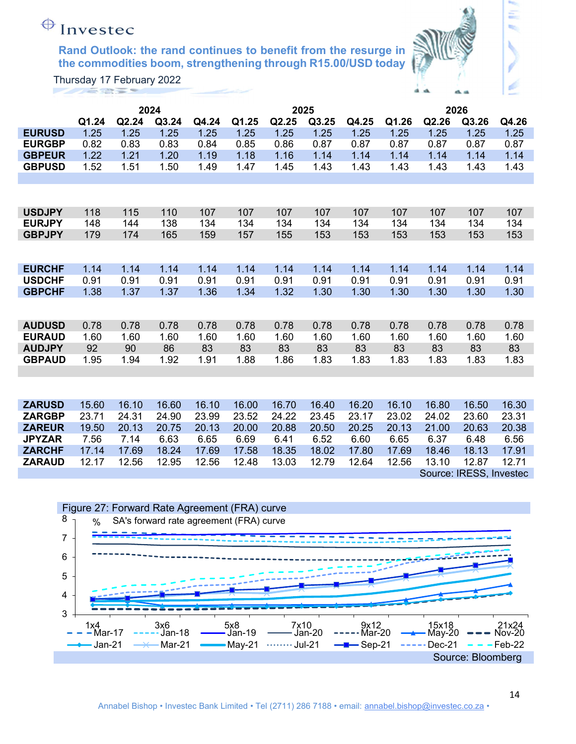# Investec

**Rand Outlook: the rand continues to benefit from the resurge in the commodities boom, strengthening through R15.00/USD today**

Thursday 17 February 2022

| | 2024 | | | | 2025 | | | | 2026 | | | |
|---|---|---|---|---|---|---|---|---|---|---|---|---|
| | Q1.24 | Q2.24 | Q3.24 | Q4.24 | Q1.25 | Q2.25 | Q3.25 | Q4.25 | Q1.26 | Q2.26 | Q3.26 | Q4.26 |
| **EURUSD** | 1.25 | 1.25 | 1.25 | 1.25 | 1.25 | 1.25 | 1.25 | 1.25 | 1.25 | 1.25 | 1.25 | 1.25 |
| **EURGBP** | 0.82 | 0.83 | 0.83 | 0.84 | 0.85 | 0.86 | 0.87 | 0.87 | 0.87 | 0.87 | 0.87 | 0.87 |
| **GBPEUR** | 1.22 | 1.21 | 1.20 | 1.19 | 1.18 | 1.16 | 1.14 | 1.14 | 1.14 | 1.14 | 1.14 | 1.14 |
| **GBPUSD** | 1.52 | 1.51 | 1.50 | 1.49 | 1.47 | 1.45 | 1.43 | 1.43 | 1.43 | 1.43 | 1.43 | 1.43 |
| | | | | | | | | | | | | |
| **USDJPY** | 118 | 115 | 110 | 107 | 107 | 107 | 107 | 107 | 107 | 107 | 107 | 107 |
| **EURJPY** | 148 | 144 | 138 | 134 | 134 | 134 | 134 | 134 | 134 | 134 | 134 | 134 |
| **GBPJPY** | 179 | 174 | 165 | 159 | 157 | 155 | 153 | 153 | 153 | 153 | 153 | 153 |
| | | | | | | | | | | | | |
| **EURCHF** | 1.14 | 1.14 | 1.14 | 1.14 | 1.14 | 1.14 | 1.14 | 1.14 | 1.14 | 1.14 | 1.14 | 1.14 |
| **USDCHF** | 0.91 | 0.91 | 0.91 | 0.91 | 0.91 | 0.91 | 0.91 | 0.91 | 0.91 | 0.91 | 0.91 | 0.91 |
| **GBPCHF** | 1.38 | 1.37 | 1.37 | 1.36 | 1.34 | 1.32 | 1.30 | 1.30 | 1.30 | 1.30 | 1.30 | 1.30 |
| | | | | | | | | | | | | |
| **AUDUSD** | 0.78 | 0.78 | 0.78 | 0.78 | 0.78 | 0.78 | 0.78 | 0.78 | 0.78 | 0.78 | 0.78 | 0.78 |
| **EURAUD** | 1.60 | 1.60 | 1.60 | 1.60 | 1.60 | 1.60 | 1.60 | 1.60 | 1.60 | 1.60 | 1.60 | 1.60 |
| **AUDJPY** | 92 | 90 | 86 | 83 | 83 | 83 | 83 | 83 | 83 | 83 | 83 | 83 |
| **GBPAUD** | 1.95 | 1.94 | 1.92 | 1.91 | 1.88 | 1.86 | 1.83 | 1.83 | 1.83 | 1.83 | 1.83 | 1.83 |
| | | | | | | | | | | | | |
| **ZARUSD** | 15.60 | 16.10 | 16.60 | 16.10 | 16.00 | 16.70 | 16.40 | 16.20 | 16.10 | 16.80 | 16.50 | 16.30 |
| **ZARGBP** | 23.71 | 24.31 | 24.90 | 23.99 | 23.52 | 24.22 | 23.45 | 23.17 | 23.02 | 24.02 | 23.60 | 23.31 |
| **ZAREUR** | 19.50 | 20.13 | 20.75 | 20.13 | 20.00 | 20.88 | 20.50 | 20.25 | 20.13 | 21.00 | 20.63 | 20.38 |
| **JPYZAR** | 7.56 | 7.14 | 6.63 | 6.65 | 6.69 | 6.41 | 6.52 | 6.60 | 6.65 | 6.37 | 6.48 | 6.56 |
| **ZARCHF** | 17.14 | 17.69 | 18.24 | 17.69 | 17.58 | 18.35 | 18.02 | 17.80 | 17.69 | 18.46 | 18.13 | 17.91 |
| **ZARAUD** | 12.17 | 12.56 | 12.95 | 12.56 | 12.48 | 13.03 | 12.79 | 12.64 | 12.56 | 13.10 | 12.87 | 12.71 |

Source: IRESS, Investec

Figure 27: Forward Rate Agreement (FRA) curve

Source: Bloomberg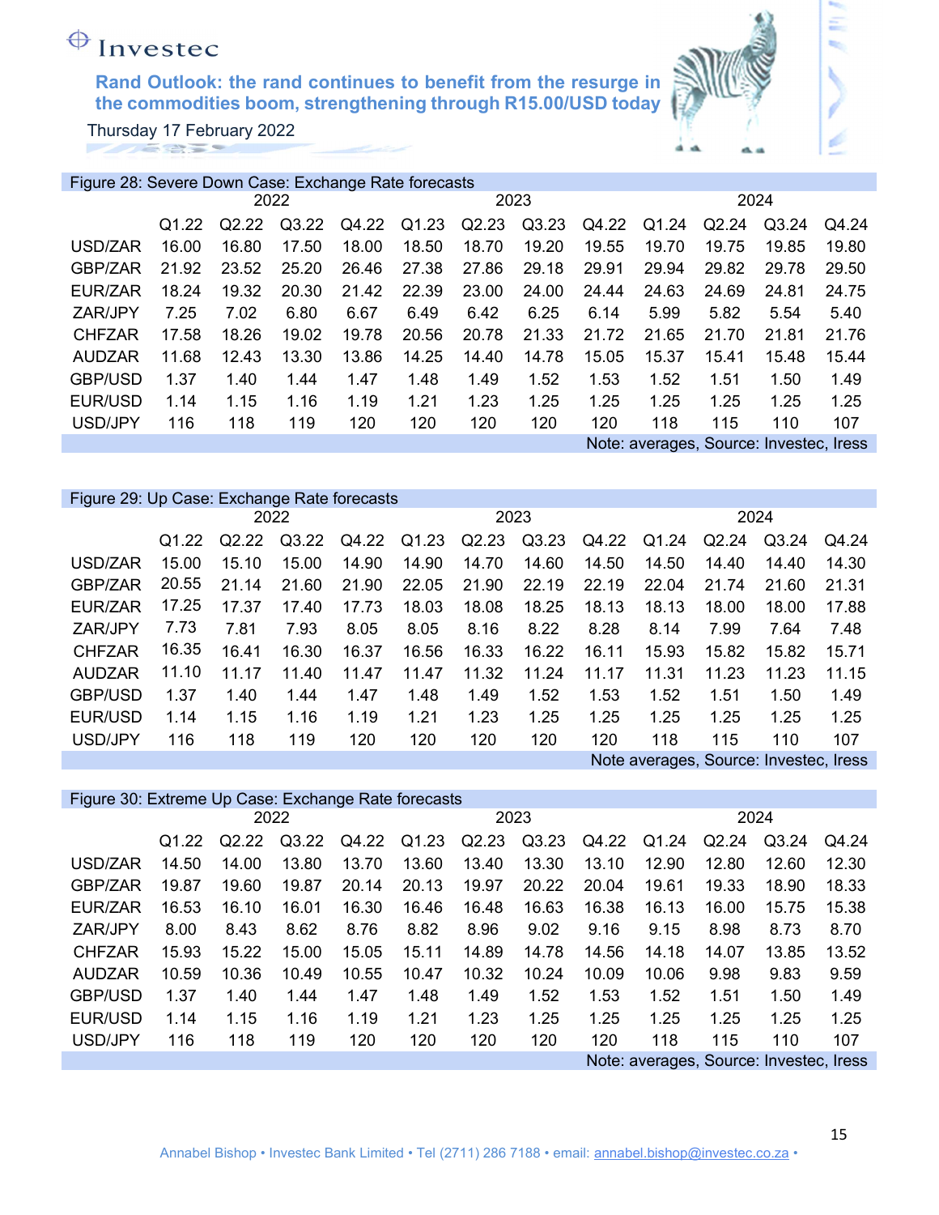Figure 28: Severe Down Case: Exchange Rate forecasts

| | 2022 | | | | 2023 | | | | 2024 | | | |
|---|---|---|---|---|---|---|---|---|---|---|---|---|
| | Q1.22 | Q2.22 | Q3.22 | Q4.22 | Q1.23 | Q2.23 | Q3.23 | Q4.22 | Q1.24 | Q2.24 | Q3.24 | Q4.24 |
| USD/ZAR | 16.00 | 16.80 | 17.50 | 18.00 | 18.50 | 18.70 | 19.20 | 19.55 | 19.70 | 19.75 | 19.85 | 19.80 |
| GBP/ZAR | 21.92 | 23.52 | 25.20 | 26.46 | 27.38 | 27.86 | 29.18 | 29.91 | 29.94 | 29.82 | 29.78 | 29.50 |
| EUR/ZAR | 18.24 | 19.32 | 20.30 | 21.42 | 22.39 | 23.00 | 24.00 | 24.44 | 24.63 | 24.69 | 24.81 | 24.75 |
| ZAR/JPY | 7.25 | 7.02 | 6.80 | 6.67 | 6.49 | 6.42 | 6.25 | 6.14 | 5.99 | 5.82 | 5.54 | 5.40 |
| CHFZAR | 17.58 | 18.26 | 19.02 | 19.78 | 20.56 | 20.78 | 21.33 | 21.72 | 21.65 | 21.70 | 21.81 | 21.76 |
| AUDZAR | 11.68 | 12.43 | 13.30 | 13.86 | 14.25 | 14.40 | 14.78 | 15.05 | 15.37 | 15.41 | 15.48 | 15.44 |
| GBP/USD | 1.37 | 1.40 | 1.44 | 1.47 | 1.48 | 1.49 | 1.52 | 1.53 | 1.52 | 1.51 | 1.50 | 1.49 |
| EUR/USD | 1.14 | 1.15 | 1.16 | 1.19 | 1.21 | 1.23 | 1.25 | 1.25 | 1.25 | 1.25 | 1.25 | 1.25 |
| USD/JPY | 116 | 118 | 119 | 120 | 120 | 120 | 120 | 120 | 118 | 115 | 110 | 107 |

Note: averages, Source: Investec, Iress

Figure 29: Up Case: Exchange Rate forecasts

| | 2022 | | | | 2023 | | | | 2024 | | | |
|---|---|---|---|---|---|---|---|---|---|---|---|---|
| | Q1.22 | Q2.22 | Q3.22 | Q4.22 | Q1.23 | Q2.23 | Q3.23 | Q4.22 | Q1.24 | Q2.24 | Q3.24 | Q4.24 |
| USD/ZAR | 15.00 | 15.10 | 15.00 | 14.90 | 14.90 | 14.70 | 14.60 | 14.50 | 14.50 | 14.40 | 14.40 | 14.30 |
| GBP/ZAR | 20.55 | 21.14 | 21.60 | 21.90 | 22.05 | 21.90 | 22.19 | 22.19 | 22.04 | 21.74 | 21.60 | 21.31 |
| EUR/ZAR | 17.25 | 17.37 | 17.40 | 17.73 | 18.03 | 18.08 | 18.25 | 18.13 | 18.13 | 18.00 | 18.00 | 17.88 |
| ZAR/JPY | 7.73 | 7.81 | 7.93 | 8.05 | 8.05 | 8.16 | 8.22 | 8.28 | 8.14 | 7.99 | 7.64 | 7.48 |
| CHFZAR | 16.35 | 16.41 | 16.30 | 16.37 | 16.56 | 16.33 | 16.22 | 16.11 | 15.93 | 15.82 | 15.82 | 15.71 |
| AUDZAR | 11.10 | 11.17 | 11.40 | 11.47 | 11.47 | 11.32 | 11.24 | 11.17 | 11.31 | 11.23 | 11.23 | 11.15 |
| GBP/USD | 1.37 | 1.40 | 1.44 | 1.47 | 1.48 | 1.49 | 1.52 | 1.53 | 1.52 | 1.51 | 1.50 | 1.49 |
| EUR/USD | 1.14 | 1.15 | 1.16 | 1.19 | 1.21 | 1.23 | 1.25 | 1.25 | 1.25 | 1.25 | 1.25 | 1.25 |
| USD/JPY | 116 | 118 | 119 | 120 | 120 | 120 | 120 | 120 | 118 | 115 | 110 | 107 |

Note averages, Source: Investec, Iress

Figure 30: Extreme Up Case: Exchange Rate forecasts

| | 2022 | | | | 2023 | | | | 2024 | | | |
|---|---|---|---|---|---|---|---|---|---|---|---|---|
| | Q1.22 | Q2.22 | Q3.22 | Q4.22 | Q1.23 | Q2.23 | Q3.23 | Q4.22 | Q1.24 | Q2.24 | Q3.24 | Q4.24 |
| USD/ZAR | 14.50 | 14.00 | 13.80 | 13.70 | 13.60 | 13.40 | 13.30 | 13.10 | 12.90 | 12.80 | 12.60 | 12.30 |
| GBP/ZAR | 19.87 | 19.60 | 19.87 | 20.14 | 20.13 | 19.97 | 20.22 | 20.04 | 19.61 | 19.33 | 18.90 | 18.33 |
| EUR/ZAR | 16.53 | 16.10 | 16.01 | 16.30 | 16.46 | 16.48 | 16.63 | 16.38 | 16.13 | 16.00 | 15.75 | 15.38 |
| ZAR/JPY | 8.00 | 8.43 | 8.62 | 8.76 | 8.82 | 8.96 | 9.02 | 9.16 | 9.15 | 8.98 | 8.73 | 8.70 |
| CHFZAR | 15.93 | 15.22 | 15.00 | 15.05 | 15.11 | 14.89 | 14.78 | 14.56 | 14.18 | 14.07 | 13.85 | 13.52 |
| AUDZAR | 10.59 | 10.36 | 10.49 | 10.55 | 10.47 | 10.32 | 10.24 | 10.09 | 10.06 | 9.98 | 9.83 | 9.59 |
| GBP/USD | 1.37 | 1.40 | 1.44 | 1.47 | 1.48 | 1.49 | 1.52 | 1.53 | 1.52 | 1.51 | 1.50 | 1.49 |
| EUR/USD | 1.14 | 1.15 | 1.16 | 1.19 | 1.21 | 1.23 | 1.25 | 1.25 | 1.25 | 1.25 | 1.25 | 1.25 |
| USD/JPY | 116 | 118 | 119 | 120 | 120 | 120 | 120 | 120 | 118 | 115 | 110 | 107 |

Note: averages, Source: Investec, Iress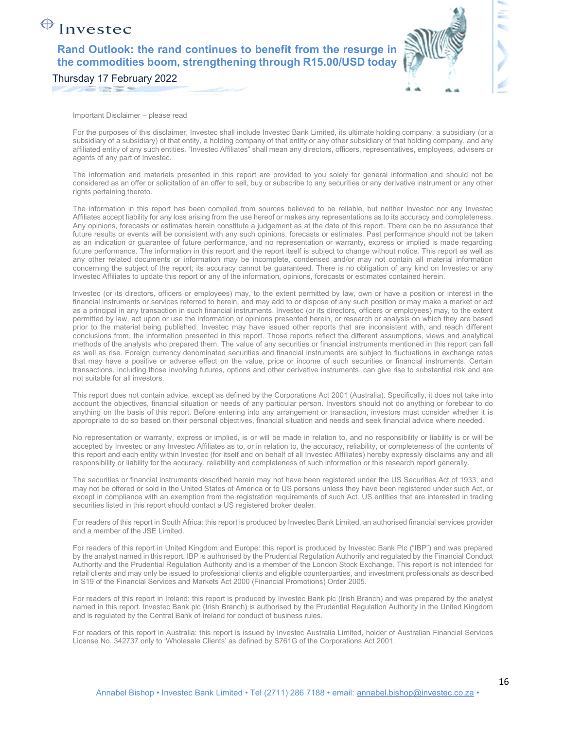Important Disclaimer – please read

For the purposes of this disclaimer, Investec shall include Investec Bank Limited, its ultimate holding company, a subsidiary (or a subsidiary of a subsidiary) of that entity, a holding company of that entity or any other subsidiary of that holding company, and any affiliated entity of any such entities. "Investec Affiliates" shall mean any directors, officers, representatives, employees, advisers or agents of any part of Investec.

The information and materials presented in this report are provided to you solely for general information and should not be considered as an offer or solicitation of an offer to sell, buy or subscribe to any securities or any derivative instrument or any other rights pertaining thereto.

The information in this report has been compiled from sources believed to be reliable, but neither Investec nor any Investec Affiliates accept liability for any loss arising from the use hereof or makes any representations as to its accuracy and completeness. Any opinions, forecasts or estimates herein constitute a judgement as at the date of this report. There can be no assurance that future results or events will be consistent with any such opinions, forecasts or estimates. Past performance should not be taken as an indication or guarantee of future performance, and no representation or warranty, express or implied is made regarding future performance. The information in this report and the report itself is subject to change without notice. This report as well as any other related documents or information may be incomplete, condensed and/or may not contain all material information concerning the subject of the report; its accuracy cannot be guaranteed. There is no obligation of any kind on Investec or any Investec Affiliates to update this report or any of the information, opinions, forecasts or estimates contained herein.

Investec (or its directors, officers or employees) may, to the extent permitted by law, own or have a position or interest in the financial instruments or services referred to herein, and may add to or dispose of any such position or may make a market or act as a principal in any transaction in such financial instruments. Investec (or its directors, officers or employees) may, to the extent permitted by law, act upon or use the information or opinions presented herein, or research or analysis on which they are based prior to the material being published. Investec may have issued other reports that are inconsistent with, and reach different conclusions from, the information presented in this report. Those reports reflect the different assumptions, views and analytical methods of the analysts who prepared them. The value of any securities or financial instruments mentioned in this report can fall as well as rise. Foreign currency denominated securities and financial instruments are subject to fluctuations in exchange rates that may have a positive or adverse effect on the value, price or income of such securities or financial instruments. Certain transactions, including those involving futures, options and other derivative instruments, can give rise to substantial risk and are not suitable for all investors.

This report does not contain advice, except as defined by the Corporations Act 2001 (Australia). Specifically, it does not take into account the objectives, financial situation or needs of any particular person. Investors should not do anything or forebear to do anything on the basis of this report. Before entering into any arrangement or transaction, investors must consider whether it is appropriate to do so based on their personal objectives, financial situation and needs and seek financial advice where needed.

No representation or warranty, express or implied, is or will be made in relation to, and no responsibility or liability is or will be accepted by Investec or any Investec Affiliates as to, or in relation to, the accuracy, reliability, or completeness of the contents of this report and each entity within Investec (for itself and on behalf of all Investec Affiliates) hereby expressly disclaims any and all responsibility or liability for the accuracy, reliability and completeness of such information or this research report generally.

The securities or financial instruments described herein may not have been registered under the US Securities Act of 1933, and may not be offered or sold in the United States of America or to US persons unless they have been registered under such Act, or except in compliance with an exemption from the registration requirements of such Act. US entities that are interested in trading securities listed in this report should contact a US registered broker dealer.

For readers of this report in South Africa: this report is produced by Investec Bank Limited, an authorised financial services provider and a member of the JSE Limited.

For readers of this report in United Kingdom and Europe: this report is produced by Investec Bank Plc ("IBP") and was prepared by the analyst named in this report. IBP is authorised by the Prudential Regulation Authority and regulated by the Financial Conduct Authority and the Prudential Regulation Authority and is a member of the London Stock Exchange. This report is not intended for retail clients and may only be issued to professional clients and eligible counterparties, and investment professionals as described in S19 of the Financial Services and Markets Act 2000 (Financial Promotions) Order 2005.

For readers of this report in Ireland: this report is produced by Investec Bank plc (Irish Branch) and was prepared by the analyst named in this report. Investec Bank plc (Irish Branch) is authorised by the Prudential Regulation Authority in the United Kingdom and is regulated by the Central Bank of Ireland for conduct of business rules.

For readers of this report in Australia: this report is issued by Investec Australia Limited, holder of Australian Financial Services License No. 342737 only to 'Wholesale Clients' as defined by S761G of the Corporations Act 2001.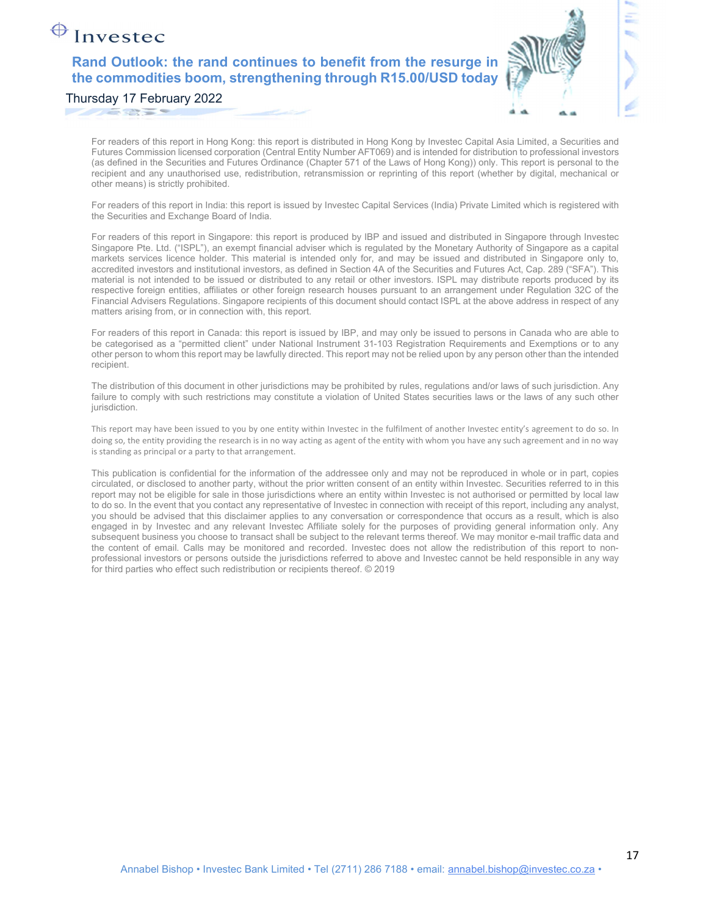For readers of this report in Hong Kong: this report is distributed in Hong Kong by Investec Capital Asia Limited, a Securities and Futures Commission licensed corporation (Central Entity Number AFT069) and is intended for distribution to professional investors (as defined in the Securities and Futures Ordinance (Chapter 571 of the Laws of Hong Kong)) only. This report is personal to the recipient and any unauthorised use, redistribution, retransmission or reprinting of this report (whether by digital, mechanical or other means) is strictly prohibited.

For readers of this report in India: this report is issued by Investec Capital Services (India) Private Limited which is registered with the Securities and Exchange Board of India.

For readers of this report in Singapore: this report is produced by IBP and issued and distributed in Singapore through Investec Singapore Pte. Ltd. ("ISPL"), an exempt financial adviser which is regulated by the Monetary Authority of Singapore as a capital markets services licence holder. This material is intended only for, and may be issued and distributed in Singapore only to, accredited investors and institutional investors, as defined in Section 4A of the Securities and Futures Act, Cap. 289 ("SFA"). This material is not intended to be issued or distributed to any retail or other investors. ISPL may distribute reports produced by its respective foreign entities, affiliates or other foreign research houses pursuant to an arrangement under Regulation 32C of the Financial Advisers Regulations. Singapore recipients of this document should contact ISPL at the above address in respect of any matters arising from, or in connection with, this report.

For readers of this report in Canada: this report is issued by IBP, and may only be issued to persons in Canada who are able to be categorised as a "permitted client" under National Instrument 31-103 Registration Requirements and Exemptions or to any other person to whom this report may be lawfully directed. This report may not be relied upon by any person other than the intended recipient.

The distribution of this document in other jurisdictions may be prohibited by rules, regulations and/or laws of such jurisdiction. Any failure to comply with such restrictions may constitute a violation of United States securities laws or the laws of any such other jurisdiction.

This report may have been issued to you by one entity within Investec in the fulfilment of another Investec entity's agreement to do so. In doing so, the entity providing the research is in no way acting as agent of the entity with whom you have any such agreement and in no way is standing as principal or a party to that arrangement.

This publication is confidential for the information of the addressee only and may not be reproduced in whole or in part, copies circulated, or disclosed to another party, without the prior written consent of an entity within Investec. Securities referred to in this report may not be eligible for sale in those jurisdictions where an entity within Investec is not authorised or permitted by local law to do so. In the event that you contact any representative of Investec in connection with receipt of this report, including any analyst, you should be advised that this disclaimer applies to any conversation or correspondence that occurs as a result, which is also engaged in by Investec and any relevant Investec Affiliate solely for the purposes of providing general information only. Any subsequent business you choose to transact shall be subject to the relevant terms thereof. We may monitor e-mail traffic data and the content of email. Calls may be monitored and recorded. Investec does not allow the redistribution of this report to non-professional investors or persons outside the jurisdictions referred to above and Investec cannot be held responsible in any way for third parties who effect such redistribution or recipients thereof. © 2019